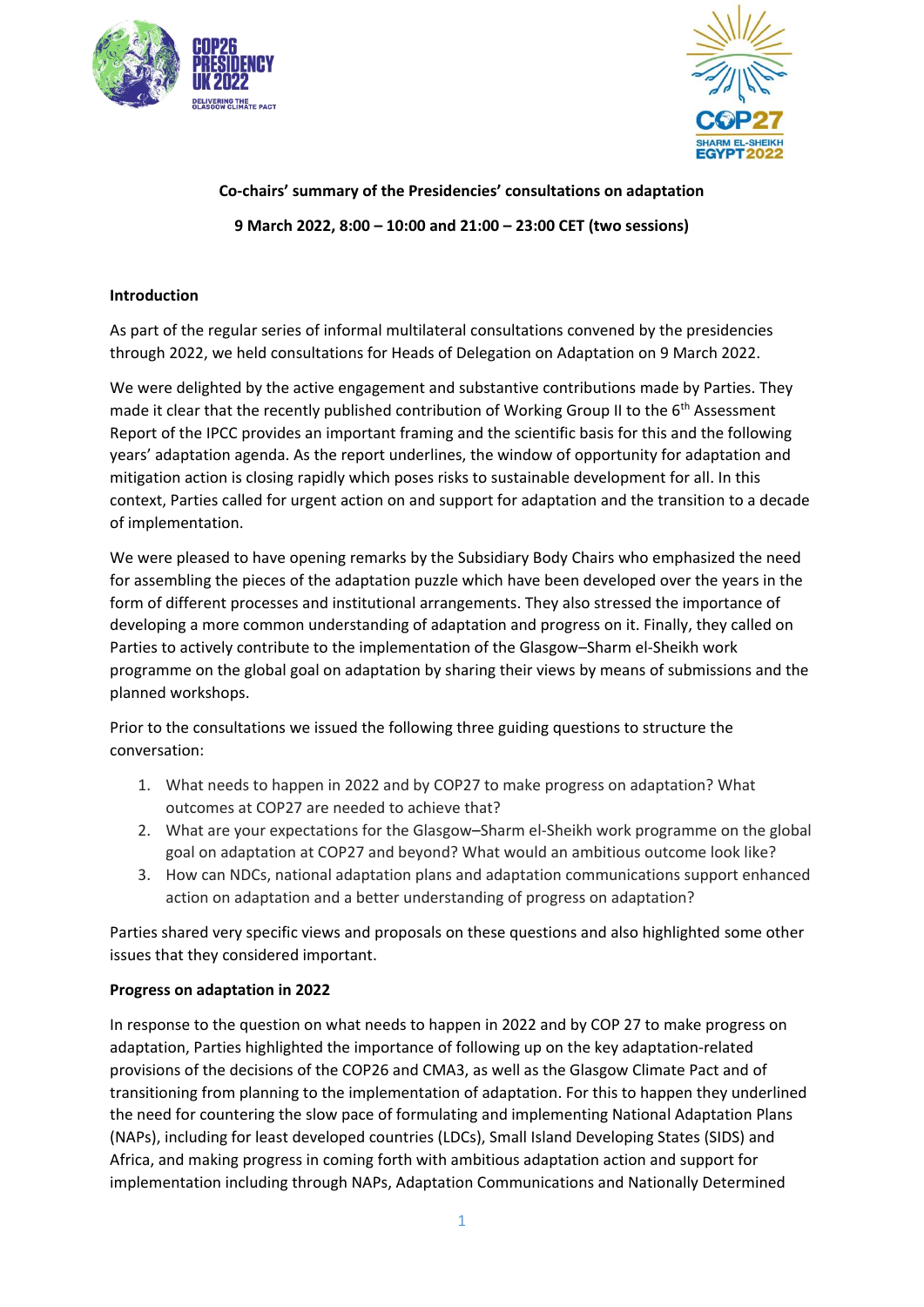**Co-chairs' summary of the Presidencies' consultations on adaptation**

**9 March 2022, 8:00 – 10:00 and 21:00 – 23:00 CET (two sessions)**

## Introduction

As part of the regular series of informal multilateral consultations convened by the presidencies through 2022, we held consultations for Heads of Delegation on Adaptation on 9 March 2022.

We were delighted by the active engagement and substantive contributions made by Parties. They made it clear that the recently published contribution of Working Group II to the 6th Assessment Report of the IPCC provides an important framing and the scientific basis for this and the following years' adaptation agenda. As the report underlines, the window of opportunity for adaptation and mitigation action is closing rapidly which poses risks to sustainable development for all. In this context, Parties called for urgent action on and support for adaptation and the transition to a decade of implementation.

We were pleased to have opening remarks by the Subsidiary Body Chairs who emphasized the need for assembling the pieces of the adaptation puzzle which have been developed over the years in the form of different processes and institutional arrangements. They also stressed the importance of developing a more common understanding of adaptation and progress on it. Finally, they called on Parties to actively contribute to the implementation of the Glasgow–Sharm el-Sheikh work programme on the global goal on adaptation by sharing their views by means of submissions and the planned workshops.

Prior to the consultations we issued the following three guiding questions to structure the conversation:

1. What needs to happen in 2022 and by COP27 to make progress on adaptation? What outcomes at COP27 are needed to achieve that?
2. What are your expectations for the Glasgow–Sharm el-Sheikh work programme on the global goal on adaptation at COP27 and beyond? What would an ambitious outcome look like?
3. How can NDCs, national adaptation plans and adaptation communications support enhanced action on adaptation and a better understanding of progress on adaptation?

Parties shared very specific views and proposals on these questions and also highlighted some other issues that they considered important.

## Progress on adaptation in 2022

In response to the question on what needs to happen in 2022 and by COP 27 to make progress on adaptation, Parties highlighted the importance of following up on the key adaptation-related provisions of the decisions of the COP26 and CMA3, as well as the Glasgow Climate Pact and of transitioning from planning to the implementation of adaptation. For this to happen they underlined the need for countering the slow pace of formulating and implementing National Adaptation Plans (NAPs), including for least developed countries (LDCs), Small Island Developing States (SIDS) and Africa, and making progress in coming forth with ambitious adaptation action and support for implementation including through NAPs, Adaptation Communications and Nationally Determined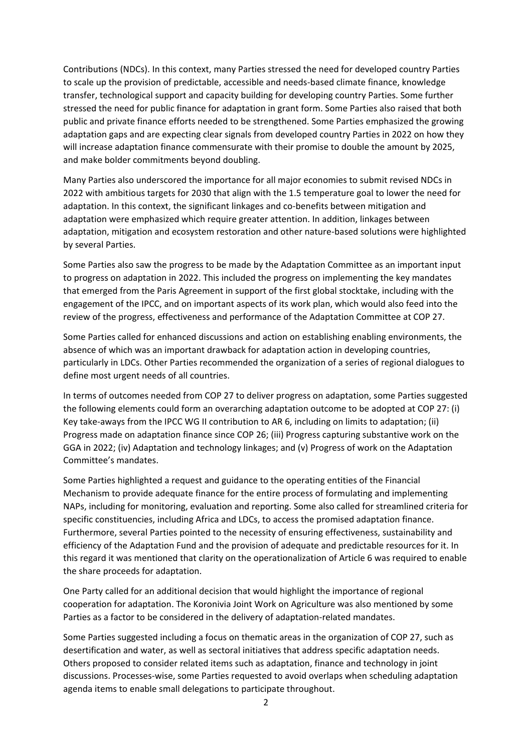Contributions (NDCs). In this context, many Parties stressed the need for developed country Parties to scale up the provision of predictable, accessible and needs-based climate finance, knowledge transfer, technological support and capacity building for developing country Parties. Some further stressed the need for public finance for adaptation in grant form. Some Parties also raised that both public and private finance efforts needed to be strengthened. Some Parties emphasized the growing adaptation gaps and are expecting clear signals from developed country Parties in 2022 on how they will increase adaptation finance commensurate with their promise to double the amount by 2025, and make bolder commitments beyond doubling.

Many Parties also underscored the importance for all major economies to submit revised NDCs in 2022 with ambitious targets for 2030 that align with the 1.5 temperature goal to lower the need for adaptation. In this context, the significant linkages and co-benefits between mitigation and adaptation were emphasized which require greater attention. In addition, linkages between adaptation, mitigation and ecosystem restoration and other nature-based solutions were highlighted by several Parties.

Some Parties also saw the progress to be made by the Adaptation Committee as an important input to progress on adaptation in 2022. This included the progress on implementing the key mandates that emerged from the Paris Agreement in support of the first global stocktake, including with the engagement of the IPCC, and on important aspects of its work plan, which would also feed into the review of the progress, effectiveness and performance of the Adaptation Committee at COP 27.

Some Parties called for enhanced discussions and action on establishing enabling environments, the absence of which was an important drawback for adaptation action in developing countries, particularly in LDCs. Other Parties recommended the organization of a series of regional dialogues to define most urgent needs of all countries.

In terms of outcomes needed from COP 27 to deliver progress on adaptation, some Parties suggested the following elements could form an overarching adaptation outcome to be adopted at COP 27: (i) Key take-aways from the IPCC WG II contribution to AR 6, including on limits to adaptation; (ii) Progress made on adaptation finance since COP 26; (iii) Progress capturing substantive work on the GGA in 2022; (iv) Adaptation and technology linkages; and (v) Progress of work on the Adaptation Committee's mandates.

Some Parties highlighted a request and guidance to the operating entities of the Financial Mechanism to provide adequate finance for the entire process of formulating and implementing NAPs, including for monitoring, evaluation and reporting. Some also called for streamlined criteria for specific constituencies, including Africa and LDCs, to access the promised adaptation finance. Furthermore, several Parties pointed to the necessity of ensuring effectiveness, sustainability and efficiency of the Adaptation Fund and the provision of adequate and predictable resources for it. In this regard it was mentioned that clarity on the operationalization of Article 6 was required to enable the share proceeds for adaptation.

One Party called for an additional decision that would highlight the importance of regional cooperation for adaptation. The Koronivia Joint Work on Agriculture was also mentioned by some Parties as a factor to be considered in the delivery of adaptation-related mandates.

Some Parties suggested including a focus on thematic areas in the organization of COP 27, such as desertification and water, as well as sectoral initiatives that address specific adaptation needs. Others proposed to consider related items such as adaptation, finance and technology in joint discussions. Processes-wise, some Parties requested to avoid overlaps when scheduling adaptation agenda items to enable small delegations to participate throughout.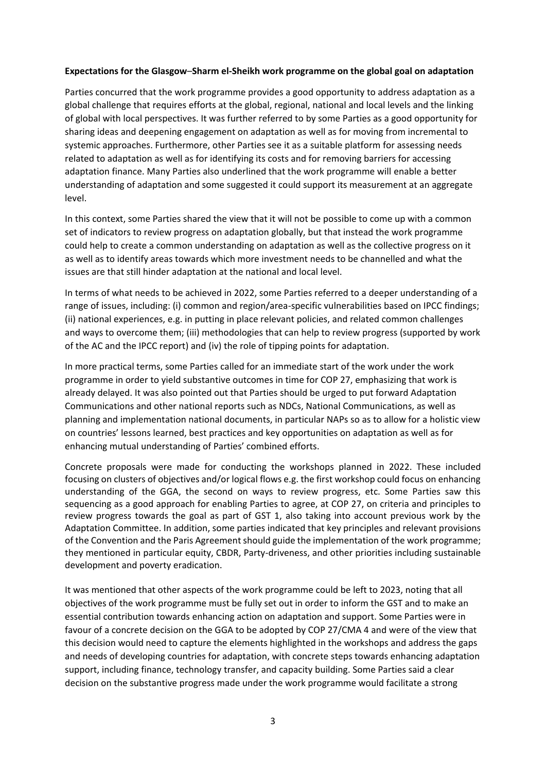**Expectations for the Glasgow–Sharm el-Sheikh work programme on the global goal on adaptation**

Parties concurred that the work programme provides a good opportunity to address adaptation as a global challenge that requires efforts at the global, regional, national and local levels and the linking of global with local perspectives. It was further referred to by some Parties as a good opportunity for sharing ideas and deepening engagement on adaptation as well as for moving from incremental to systemic approaches. Furthermore, other Parties see it as a suitable platform for assessing needs related to adaptation as well as for identifying its costs and for removing barriers for accessing adaptation finance. Many Parties also underlined that the work programme will enable a better understanding of adaptation and some suggested it could support its measurement at an aggregate level.

In this context, some Parties shared the view that it will not be possible to come up with a common set of indicators to review progress on adaptation globally, but that instead the work programme could help to create a common understanding on adaptation as well as the collective progress on it as well as to identify areas towards which more investment needs to be channelled and what the issues are that still hinder adaptation at the national and local level.

In terms of what needs to be achieved in 2022, some Parties referred to a deeper understanding of a range of issues, including: (i) common and region/area-specific vulnerabilities based on IPCC findings; (ii) national experiences, e.g. in putting in place relevant policies, and related common challenges and ways to overcome them; (iii) methodologies that can help to review progress (supported by work of the AC and the IPCC report) and (iv) the role of tipping points for adaptation.

In more practical terms, some Parties called for an immediate start of the work under the work programme in order to yield substantive outcomes in time for COP 27, emphasizing that work is already delayed. It was also pointed out that Parties should be urged to put forward Adaptation Communications and other national reports such as NDCs, National Communications, as well as planning and implementation national documents, in particular NAPs so as to allow for a holistic view on countries' lessons learned, best practices and key opportunities on adaptation as well as for enhancing mutual understanding of Parties' combined efforts.

Concrete proposals were made for conducting the workshops planned in 2022. These included focusing on clusters of objectives and/or logical flows e.g. the first workshop could focus on enhancing understanding of the GGA, the second on ways to review progress, etc. Some Parties saw this sequencing as a good approach for enabling Parties to agree, at COP 27, on criteria and principles to review progress towards the goal as part of GST 1, also taking into account previous work by the Adaptation Committee. In addition, some parties indicated that key principles and relevant provisions of the Convention and the Paris Agreement should guide the implementation of the work programme; they mentioned in particular equity, CBDR, Party-driveness, and other priorities including sustainable development and poverty eradication.

It was mentioned that other aspects of the work programme could be left to 2023, noting that all objectives of the work programme must be fully set out in order to inform the GST and to make an essential contribution towards enhancing action on adaptation and support. Some Parties were in favour of a concrete decision on the GGA to be adopted by COP 27/CMA 4 and were of the view that this decision would need to capture the elements highlighted in the workshops and address the gaps and needs of developing countries for adaptation, with concrete steps towards enhancing adaptation support, including finance, technology transfer, and capacity building. Some Parties said a clear decision on the substantive progress made under the work programme would facilitate a strong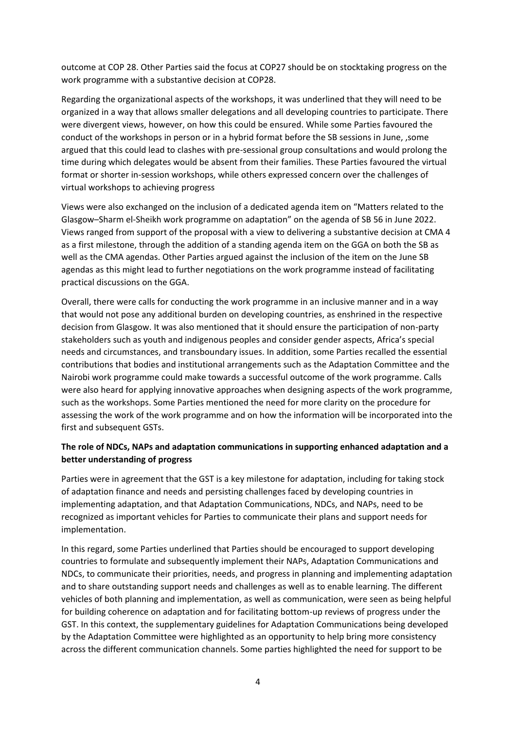outcome at COP 28. Other Parties said the focus at COP27 should be on stocktaking progress on the work programme with a substantive decision at COP28.

Regarding the organizational aspects of the workshops, it was underlined that they will need to be organized in a way that allows smaller delegations and all developing countries to participate. There were divergent views, however, on how this could be ensured. While some Parties favoured the conduct of the workshops in person or in a hybrid format before the SB sessions in June, ,some argued that this could lead to clashes with pre-sessional group consultations and would prolong the time during which delegates would be absent from their families. These Parties favoured the virtual format or shorter in-session workshops, while others expressed concern over the challenges of virtual workshops to achieving progress

Views were also exchanged on the inclusion of a dedicated agenda item on "Matters related to the Glasgow–Sharm el-Sheikh work programme on adaptation" on the agenda of SB 56 in June 2022. Views ranged from support of the proposal with a view to delivering a substantive decision at CMA 4 as a first milestone, through the addition of a standing agenda item on the GGA on both the SB as well as the CMA agendas. Other Parties argued against the inclusion of the item on the June SB agendas as this might lead to further negotiations on the work programme instead of facilitating practical discussions on the GGA.

Overall, there were calls for conducting the work programme in an inclusive manner and in a way that would not pose any additional burden on developing countries, as enshrined in the respective decision from Glasgow. It was also mentioned that it should ensure the participation of non-party stakeholders such as youth and indigenous peoples and consider gender aspects, Africa's special needs and circumstances, and transboundary issues. In addition, some Parties recalled the essential contributions that bodies and institutional arrangements such as the Adaptation Committee and the Nairobi work programme could make towards a successful outcome of the work programme. Calls were also heard for applying innovative approaches when designing aspects of the work programme, such as the workshops. Some Parties mentioned the need for more clarity on the procedure for assessing the work of the work programme and on how the information will be incorporated into the first and subsequent GSTs.

**The role of NDCs, NAPs and adaptation communications in supporting enhanced adaptation and a better understanding of progress**

Parties were in agreement that the GST is a key milestone for adaptation, including for taking stock of adaptation finance and needs and persisting challenges faced by developing countries in implementing adaptation, and that Adaptation Communications, NDCs, and NAPs, need to be recognized as important vehicles for Parties to communicate their plans and support needs for implementation.

In this regard, some Parties underlined that Parties should be encouraged to support developing countries to formulate and subsequently implement their NAPs, Adaptation Communications and NDCs, to communicate their priorities, needs, and progress in planning and implementing adaptation and to share outstanding support needs and challenges as well as to enable learning. The different vehicles of both planning and implementation, as well as communication, were seen as being helpful for building coherence on adaptation and for facilitating bottom-up reviews of progress under the GST. In this context, the supplementary guidelines for Adaptation Communications being developed by the Adaptation Committee were highlighted as an opportunity to help bring more consistency across the different communication channels. Some parties highlighted the need for support to be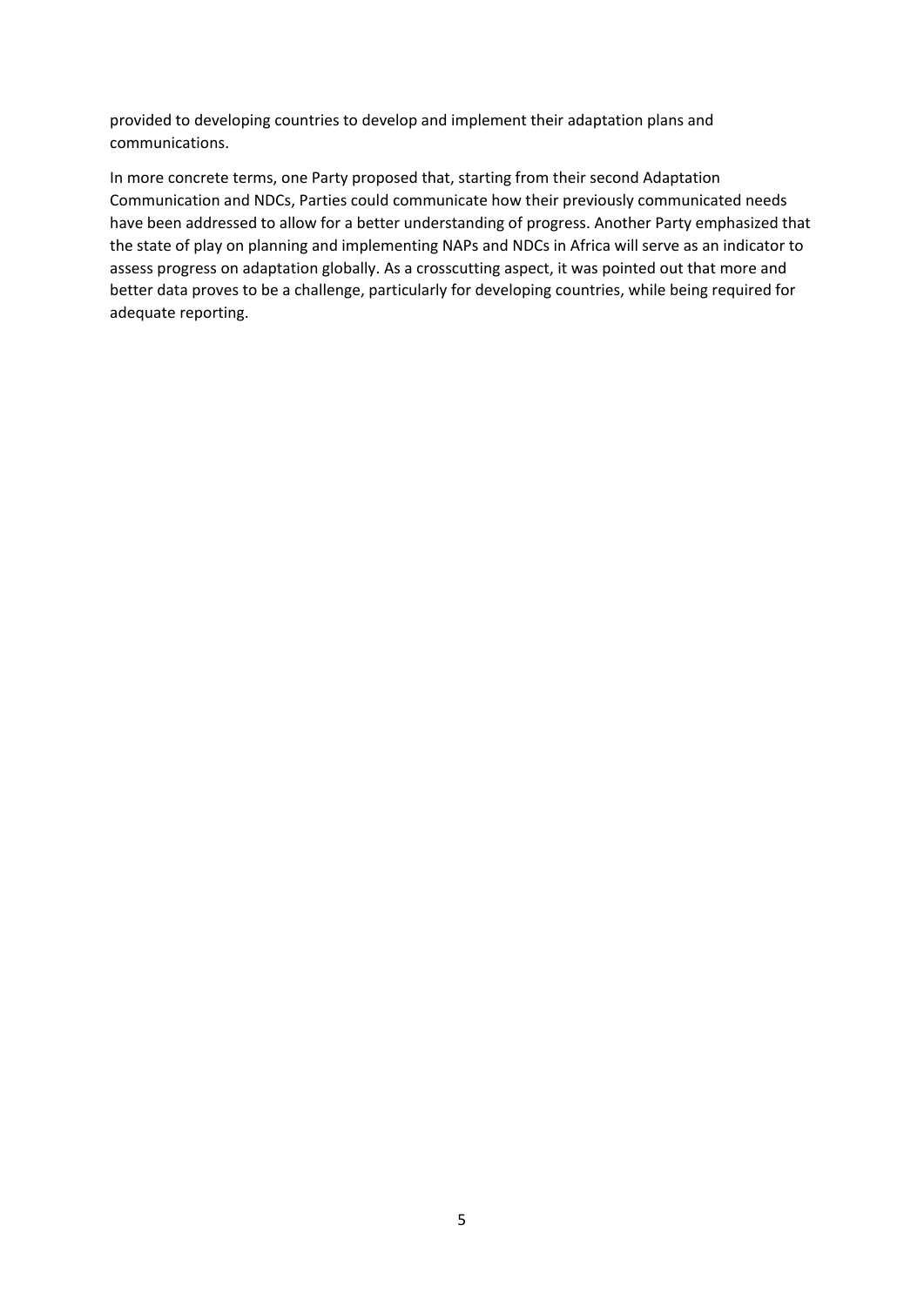provided to developing countries to develop and implement their adaptation plans and communications.

In more concrete terms, one Party proposed that, starting from their second Adaptation Communication and NDCs, Parties could communicate how their previously communicated needs have been addressed to allow for a better understanding of progress. Another Party emphasized that the state of play on planning and implementing NAPs and NDCs in Africa will serve as an indicator to assess progress on adaptation globally. As a crosscutting aspect, it was pointed out that more and better data proves to be a challenge, particularly for developing countries, while being required for adequate reporting.